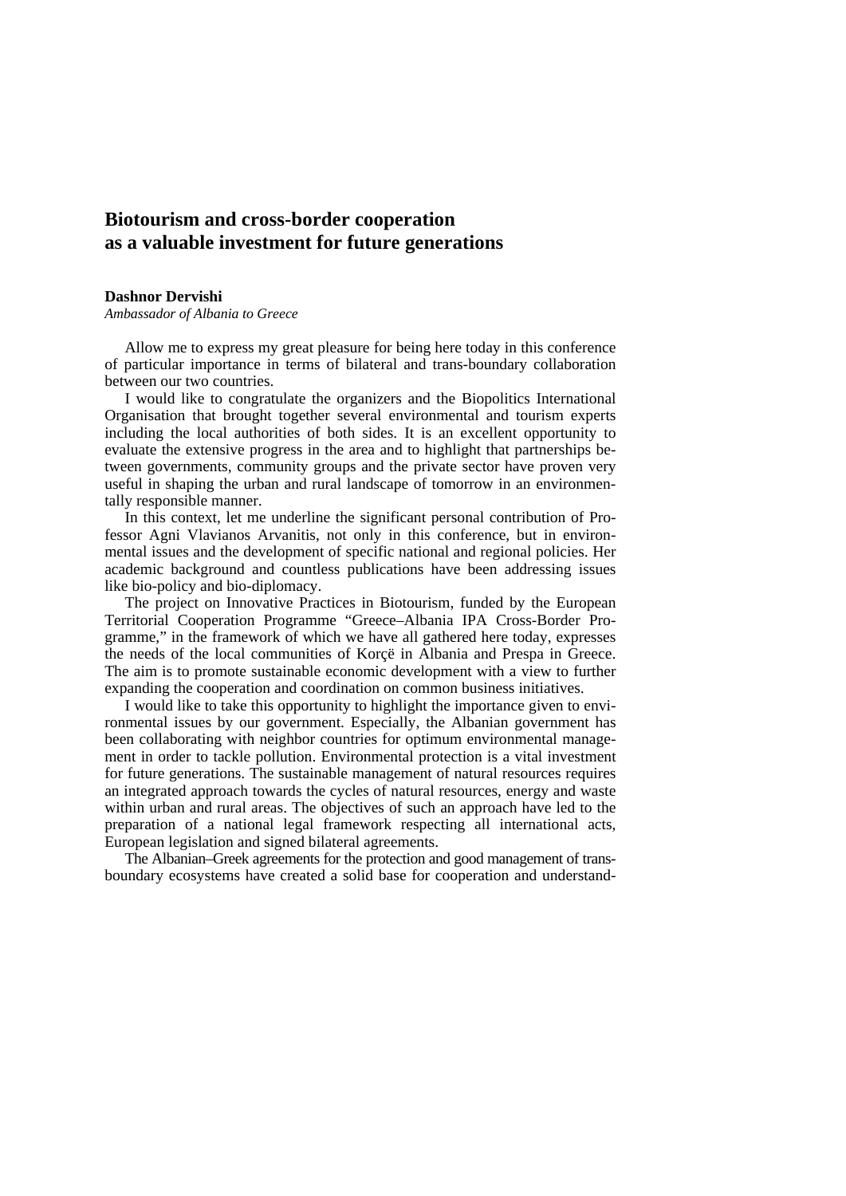# Biotourism and cross-border cooperation as a valuable investment for future generations

**Dashnor Dervishi**

*Ambassador of Albania to Greece*

Allow me to express my great pleasure for being here today in this conference of particular importance in terms of bilateral and trans-boundary collaboration between our two countries.

I would like to congratulate the organizers and the Biopolitics International Organisation that brought together several environmental and tourism experts including the local authorities of both sides. It is an excellent opportunity to evaluate the extensive progress in the area and to highlight that partnerships between governments, community groups and the private sector have proven very useful in shaping the urban and rural landscape of tomorrow in an environmentally responsible manner.

In this context, let me underline the significant personal contribution of Professor Agni Vlavianos Arvanitis, not only in this conference, but in environmental issues and the development of specific national and regional policies. Her academic background and countless publications have been addressing issues like bio-policy and bio-diplomacy.

The project on Innovative Practices in Biotourism, funded by the European Territorial Cooperation Programme "Greece–Albania IPA Cross-Border Programme," in the framework of which we have all gathered here today, expresses the needs of the local communities of Korçë in Albania and Prespa in Greece. The aim is to promote sustainable economic development with a view to further expanding the cooperation and coordination on common business initiatives.

I would like to take this opportunity to highlight the importance given to environmental issues by our government. Especially, the Albanian government has been collaborating with neighbor countries for optimum environmental management in order to tackle pollution. Environmental protection is a vital investment for future generations. The sustainable management of natural resources requires an integrated approach towards the cycles of natural resources, energy and waste within urban and rural areas. The objectives of such an approach have led to the preparation of a national legal framework respecting all international acts, European legislation and signed bilateral agreements.

The Albanian–Greek agreements for the protection and good management of trans-boundary ecosystems have created a solid base for cooperation and understand-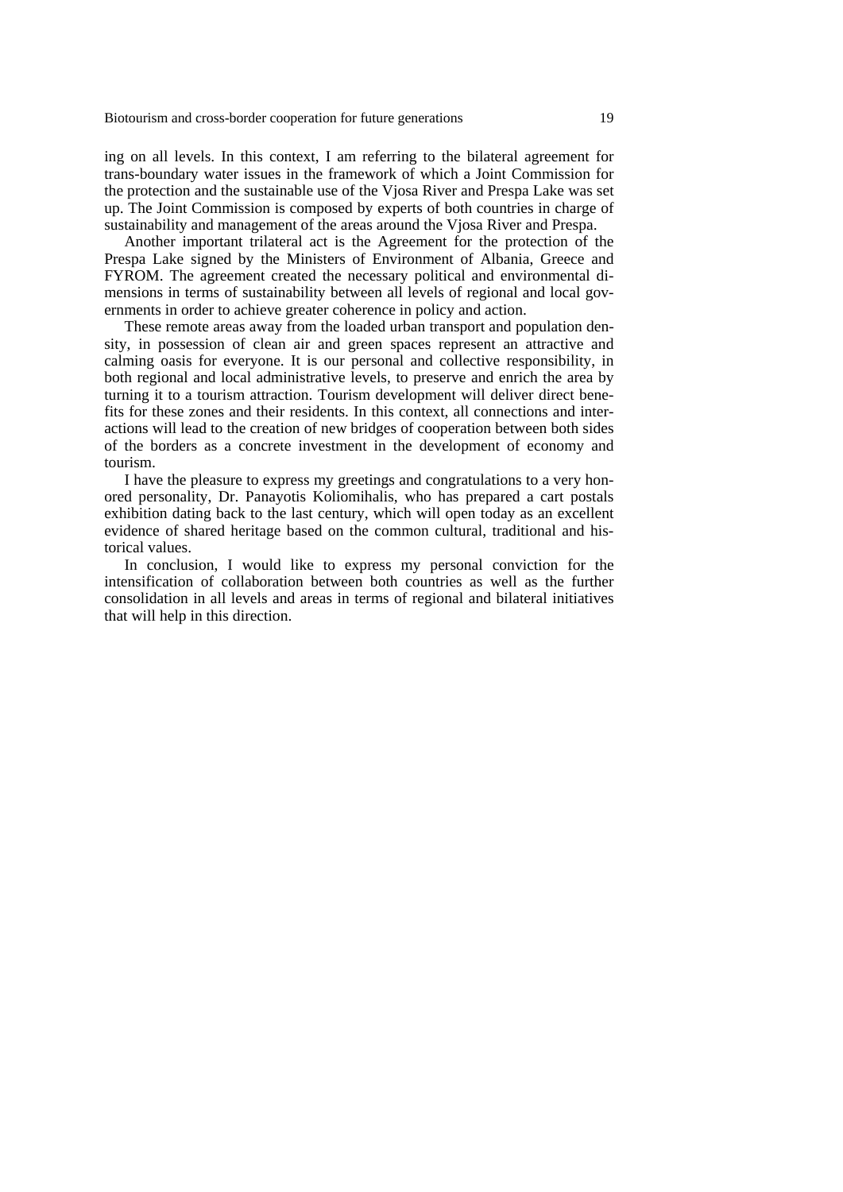ing on all levels. In this context, I am referring to the bilateral agreement for trans-boundary water issues in the framework of which a Joint Commission for the protection and the sustainable use of the Vjosa River and Prespa Lake was set up. The Joint Commission is composed by experts of both countries in charge of sustainability and management of the areas around the Vjosa River and Prespa.

Another important trilateral act is the Agreement for the protection of the Prespa Lake signed by the Ministers of Environment of Albania, Greece and FYROM. The agreement created the necessary political and environmental dimensions in terms of sustainability between all levels of regional and local governments in order to achieve greater coherence in policy and action.

These remote areas away from the loaded urban transport and population density, in possession of clean air and green spaces represent an attractive and calming oasis for everyone. It is our personal and collective responsibility, in both regional and local administrative levels, to preserve and enrich the area by turning it to a tourism attraction. Tourism development will deliver direct benefits for these zones and their residents. In this context, all connections and interactions will lead to the creation of new bridges of cooperation between both sides of the borders as a concrete investment in the development of economy and tourism.

I have the pleasure to express my greetings and congratulations to a very honored personality, Dr. Panayotis Koliomihalis, who has prepared a cart postals exhibition dating back to the last century, which will open today as an excellent evidence of shared heritage based on the common cultural, traditional and historical values.

In conclusion, I would like to express my personal conviction for the intensification of collaboration between both countries as well as the further consolidation in all levels and areas in terms of regional and bilateral initiatives that will help in this direction.